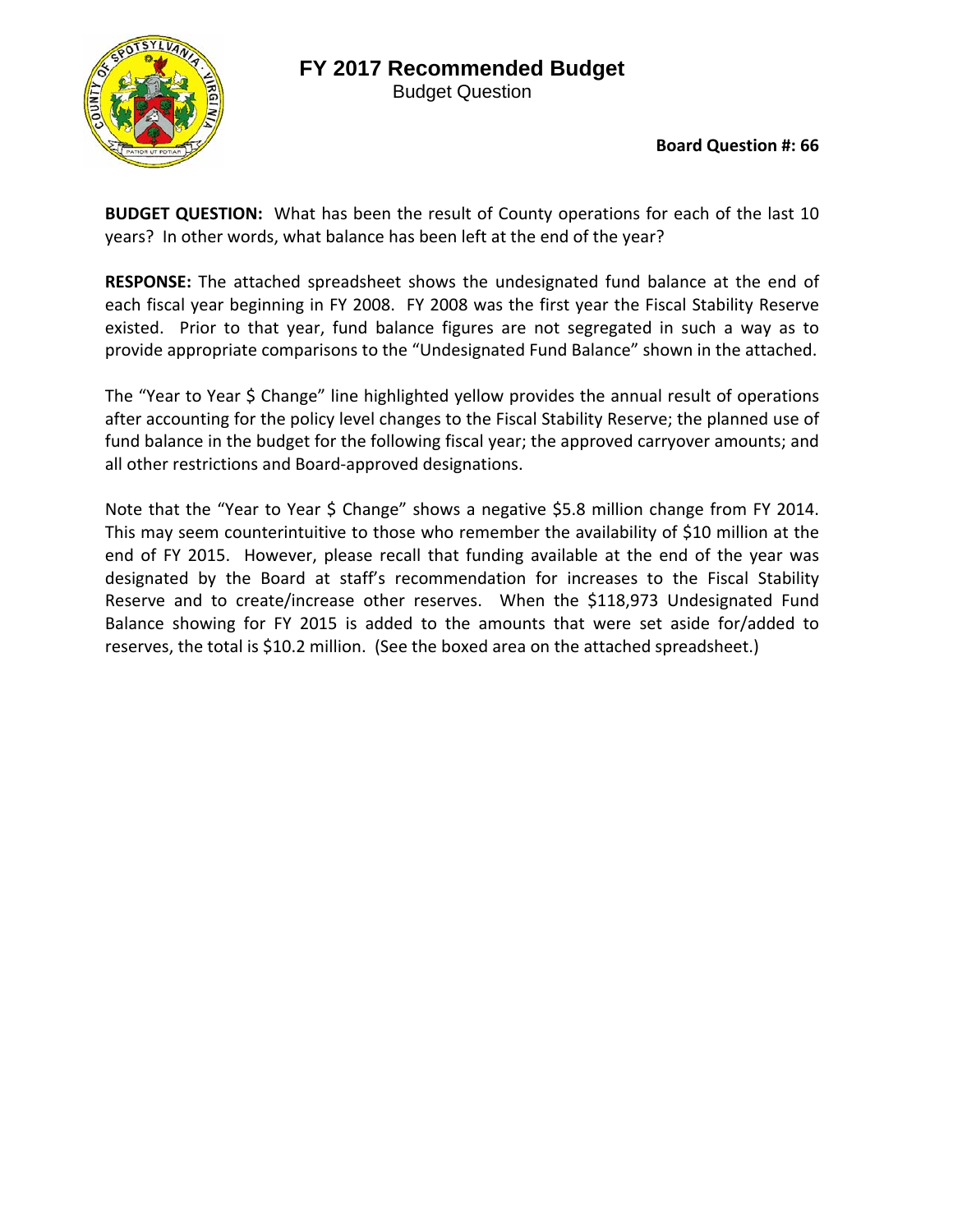# FY 2017 Recommended Budget

Budget Question

**Board Question #: 66**

**BUDGET QUESTION:** What has been the result of County operations for each of the last 10 years? In other words, what balance has been left at the end of the year?

**RESPONSE:** The attached spreadsheet shows the undesignated fund balance at the end of each fiscal year beginning in FY 2008. FY 2008 was the first year the Fiscal Stability Reserve existed. Prior to that year, fund balance figures are not segregated in such a way as to provide appropriate comparisons to the "Undesignated Fund Balance" shown in the attached.

The "Year to Year $ Change" line highlighted yellow provides the annual result of operations after accounting for the policy level changes to the Fiscal Stability Reserve; the planned use of fund balance in the budget for the following fiscal year; the approved carryover amounts; and all other restrictions and Board-approved designations.

Note that the "Year to Year $ Change" shows a negative $5.8 million change from FY 2014. This may seem counterintuitive to those who remember the availability of $10 million at the end of FY 2015. However, please recall that funding available at the end of the year was designated by the Board at staff's recommendation for increases to the Fiscal Stability Reserve and to create/increase other reserves. When the $118,973 Undesignated Fund Balance showing for FY 2015 is added to the amounts that were set aside for/added to reserves, the total is $10.2 million. (See the boxed area on the attached spreadsheet.)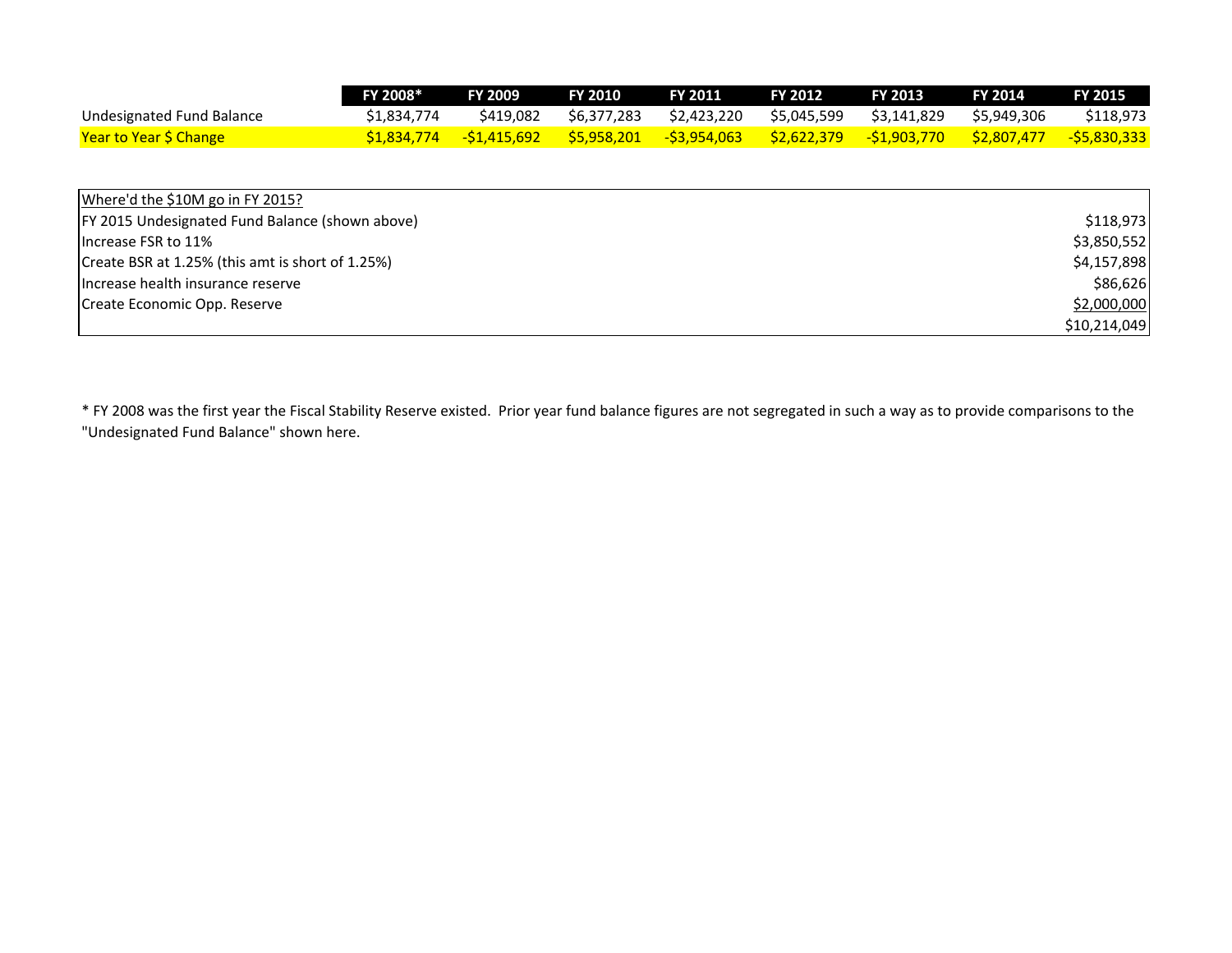| | FY 2008* | FY 2009 | FY 2010 | FY 2011 | FY 2012 | FY 2013 | FY 2014 | FY 2015 |
|---|---|---|---|---|---|---|---|---|
| Undesignated Fund Balance | $1,834,774 | $419,082 | $6,377,283 | $2,423,220 | $5,045,599 | $3,141,829 | $5,949,306 | $118,973 |
| Year to Year $ Change | $1,834,774 | -$1,415,692 | $5,958,201 | -$3,954,063 | $2,622,379 | -$1,903,770 | $2,807,477 | -$5,830,333 |

| Where'd the $10M go in FY 2015? | |
|---|---|
| FY 2015 Undesignated Fund Balance (shown above) | $118,973 |
| Increase FSR to 11% | $3,850,552 |
| Create BSR at 1.25% (this amt is short of 1.25%) | $4,157,898 |
| Increase health insurance reserve | $86,626 |
| Create Economic Opp. Reserve | $2,000,000 |
| | $10,214,049 |

* FY 2008 was the first year the Fiscal Stability Reserve existed. Prior year fund balance figures are not segregated in such a way as to provide comparisons to the "Undesignated Fund Balance" shown here.